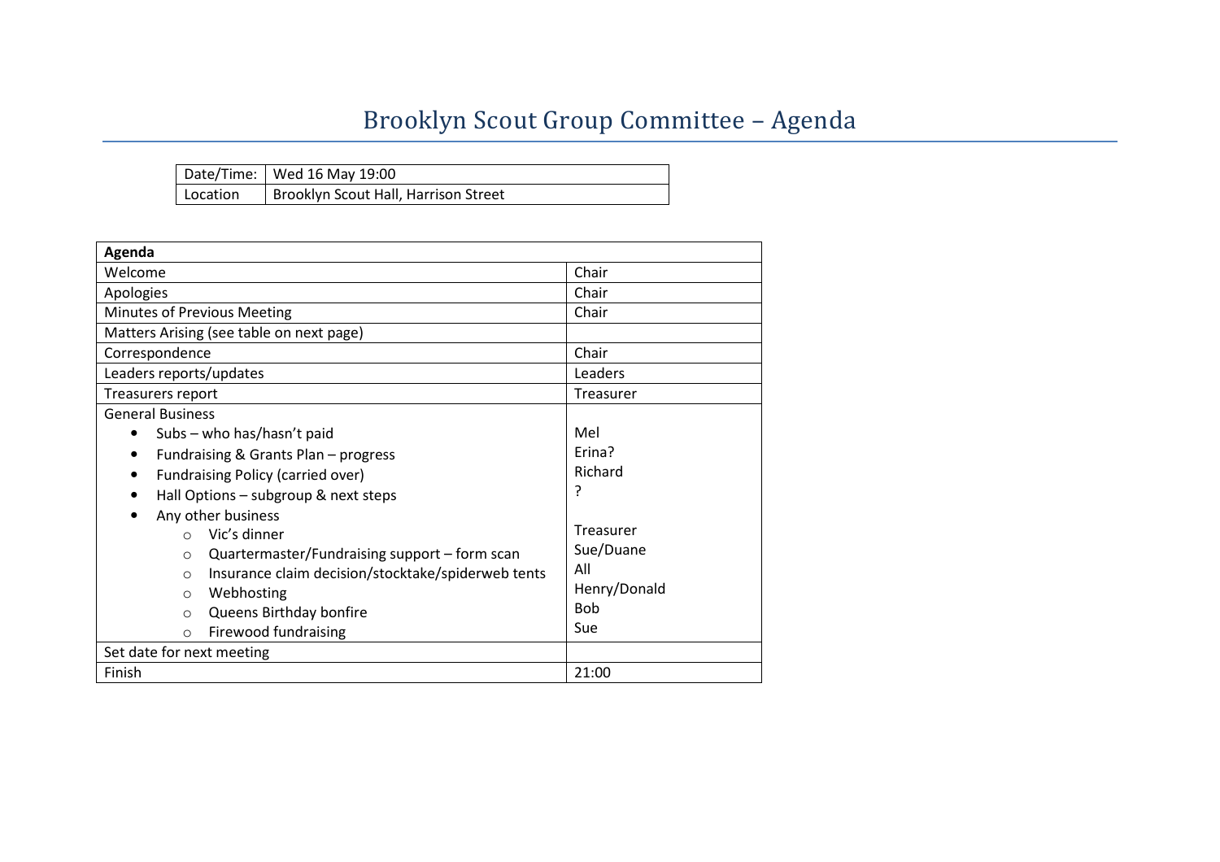# Brooklyn Scout Group Committee – Agenda

| Date/Time: | Wed 16 May 19:00 |
|---|---|
| Location | Brooklyn Scout Hall, Harrison Street |

| Agenda | |
|---|---|
| Welcome | Chair |
| Apologies | Chair |
| Minutes of Previous Meeting | Chair |
| Matters Arising (see table on next page) | |
| Correspondence | Chair |
| Leaders reports/updates | Leaders |
| Treasurers report | Treasurer |
| General Business | |
| • Subs – who has/hasn't paid | Mel |
| • Fundraising & Grants Plan – progress | Erina? |
| • Fundraising Policy (carried over) | Richard |
| • Hall Options – subgroup & next steps | ? |
| • Any other business | |
| ○ Vic's dinner | Treasurer |
| ○ Quartermaster/Fundraising support – form scan | Sue/Duane |
| ○ Insurance claim decision/stocktake/spiderweb tents | All |
| ○ Webhosting | Henry/Donald |
| ○ Queens Birthday bonfire | Bob |
| ○ Firewood fundraising | Sue |
| Set date for next meeting | |
| Finish | 21:00 |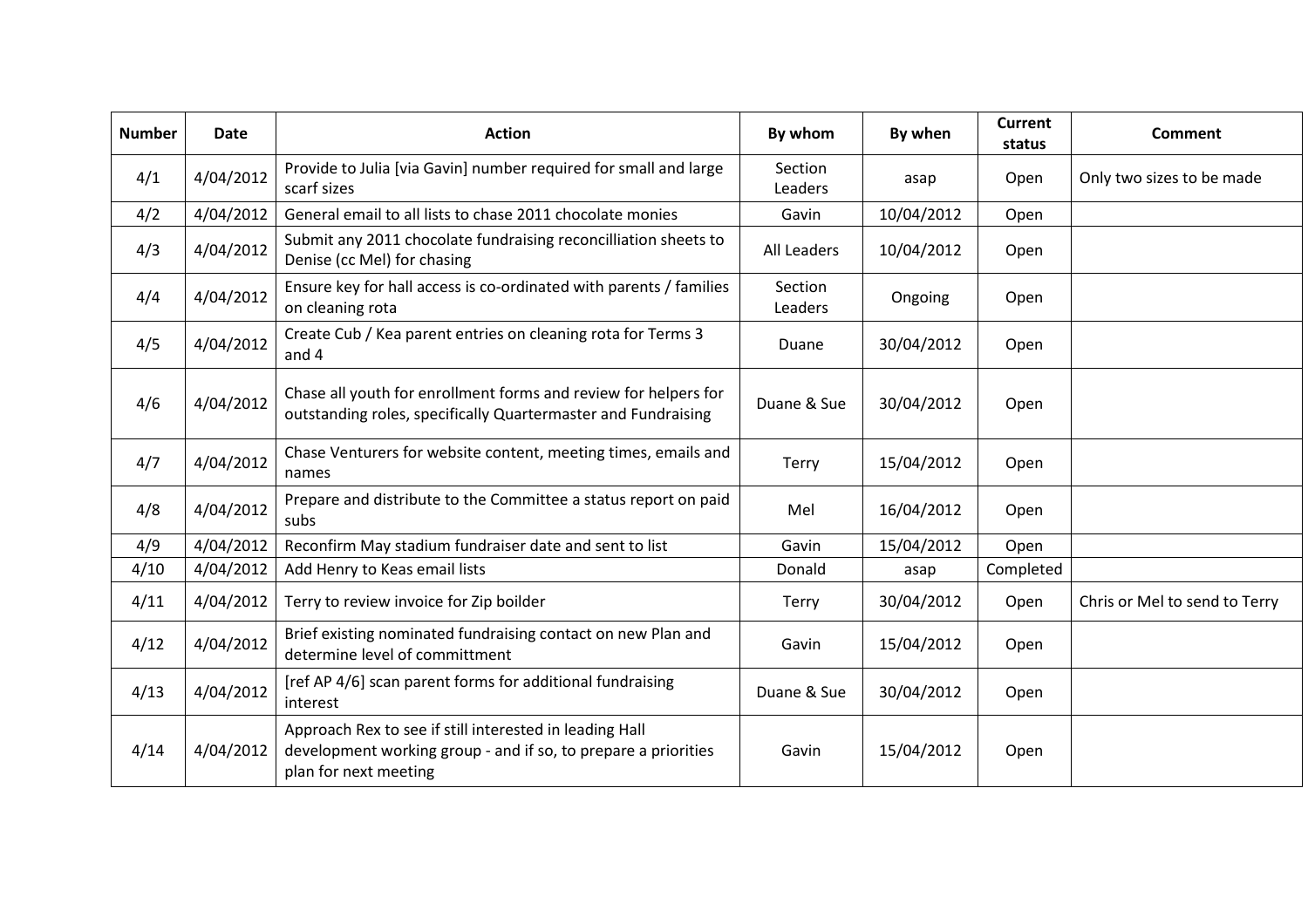| Number | Date | Action | By whom | By when | Current status | Comment |
|---|---|---|---|---|---|---|
| 4/1 | 4/04/2012 | Provide to Julia [via Gavin] number required for small and large scarf sizes | Section Leaders | asap | Open | Only two sizes to be made |
| 4/2 | 4/04/2012 | General email to all lists to chase 2011 chocolate monies | Gavin | 10/04/2012 | Open | |
| 4/3 | 4/04/2012 | Submit any 2011 chocolate fundraising reconcilliation sheets to Denise (cc Mel) for chasing | All Leaders | 10/04/2012 | Open | |
| 4/4 | 4/04/2012 | Ensure key for hall access is co-ordinated with parents / families on cleaning rota | Section Leaders | Ongoing | Open | |
| 4/5 | 4/04/2012 | Create Cub / Kea parent entries on cleaning rota for Terms 3 and 4 | Duane | 30/04/2012 | Open | |
| 4/6 | 4/04/2012 | Chase all youth for enrollment forms and review for helpers for outstanding roles, specifically Quartermaster and Fundraising | Duane & Sue | 30/04/2012 | Open | |
| 4/7 | 4/04/2012 | Chase Venturers for website content, meeting times, emails and names | Terry | 15/04/2012 | Open | |
| 4/8 | 4/04/2012 | Prepare and distribute to the Committee a status report on paid subs | Mel | 16/04/2012 | Open | |
| 4/9 | 4/04/2012 | Reconfirm May stadium fundraiser date and sent to list | Gavin | 15/04/2012 | Open | |
| 4/10 | 4/04/2012 | Add Henry to Keas email lists | Donald | asap | Completed | |
| 4/11 | 4/04/2012 | Terry to review invoice for Zip boilder | Terry | 30/04/2012 | Open | Chris or Mel to send to Terry |
| 4/12 | 4/04/2012 | Brief existing nominated fundraising contact on new Plan and determine level of committment | Gavin | 15/04/2012 | Open | |
| 4/13 | 4/04/2012 | [ref AP 4/6] scan parent forms for additional fundraising interest | Duane & Sue | 30/04/2012 | Open | |
| 4/14 | 4/04/2012 | Approach Rex to see if still interested in leading Hall development working group - and if so, to prepare a priorities plan for next meeting | Gavin | 15/04/2012 | Open | |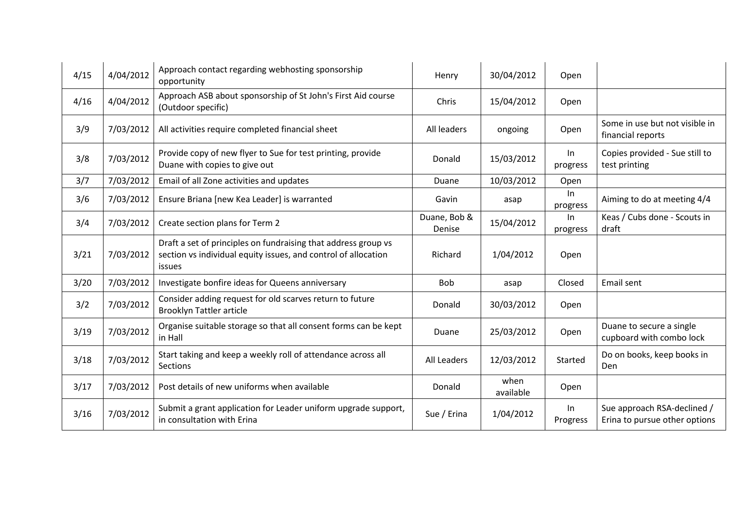| | | | | | | |
|---|---|---|---|---|---|---|
| 4/15 | 4/04/2012 | Approach contact regarding webhosting sponsorship opportunity | Henry | 30/04/2012 | Open | |
| 4/16 | 4/04/2012 | Approach ASB about sponsorship of St John's First Aid course (Outdoor specific) | Chris | 15/04/2012 | Open | |
| 3/9 | 7/03/2012 | All activities require completed financial sheet | All leaders | ongoing | Open | Some in use but not visible in financial reports |
| 3/8 | 7/03/2012 | Provide copy of new flyer to Sue for test printing, provide Duane with copies to give out | Donald | 15/03/2012 | In progress | Copies provided - Sue still to test printing |
| 3/7 | 7/03/2012 | Email of all Zone activities and updates | Duane | 10/03/2012 | Open | |
| 3/6 | 7/03/2012 | Ensure Briana [new Kea Leader] is warranted | Gavin | asap | In progress | Aiming to do at meeting 4/4 |
| 3/4 | 7/03/2012 | Create section plans for Term 2 | Duane, Bob & Denise | 15/04/2012 | In progress | Keas / Cubs done - Scouts in draft |
| 3/21 | 7/03/2012 | Draft a set of principles on fundraising that address group vs section vs individual equity issues, and control of allocation issues | Richard | 1/04/2012 | Open | |
| 3/20 | 7/03/2012 | Investigate bonfire ideas for Queens anniversary | Bob | asap | Closed | Email sent |
| 3/2 | 7/03/2012 | Consider adding request for old scarves return to future Brooklyn Tattler article | Donald | 30/03/2012 | Open | |
| 3/19 | 7/03/2012 | Organise suitable storage so that all consent forms can be kept in Hall | Duane | 25/03/2012 | Open | Duane to secure a single cupboard with combo lock |
| 3/18 | 7/03/2012 | Start taking and keep a weekly roll of attendance across all Sections | All Leaders | 12/03/2012 | Started | Do on books, keep books in Den |
| 3/17 | 7/03/2012 | Post details of new uniforms when available | Donald | when available | Open | |
| 3/16 | 7/03/2012 | Submit a grant application for Leader uniform upgrade support, in consultation with Erina | Sue / Erina | 1/04/2012 | In Progress | Sue approach RSA-declined / Erina to pursue other options |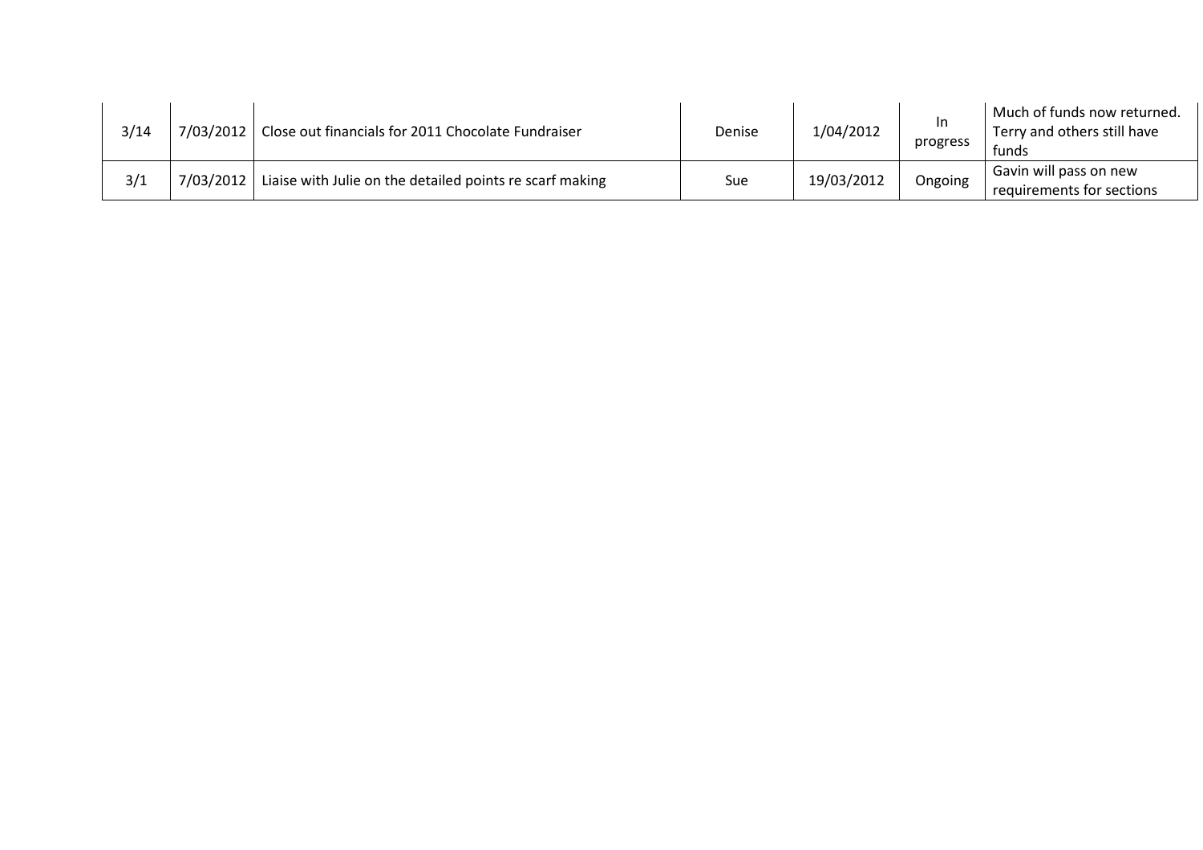| | | | | | | |
|---|---|---|---|---|---|---|
| 3/14 | 7/03/2012 | Close out financials for 2011 Chocolate Fundraiser | Denise | 1/04/2012 | In progress | Much of funds now returned. Terry and others still have funds |
| 3/1 | 7/03/2012 | Liaise with Julie on the detailed points re scarf making | Sue | 19/03/2012 | Ongoing | Gavin will pass on new requirements for sections |